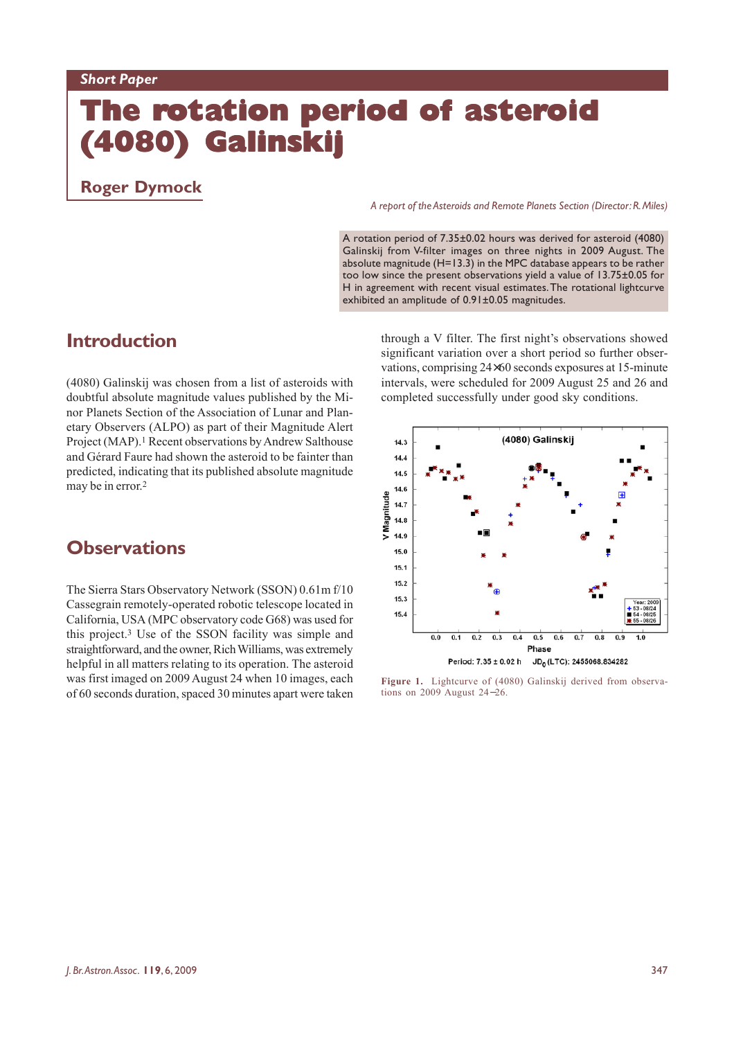Short Paper

# The rotation period of asteroid (4080) Galinskij

## Roger Dymock

*A report of the Asteroids and Remote Planets Section (Director: R. Miles)*

A rotation period of 7.35±0.02 hours was derived for asteroid (4080) Galinskij from V-filter images on three nights in 2009 August. The absolute magnitude (H=13.3) in the MPC database appears to be rather too low since the present observations yield a value of 13.75±0.05 for H in agreement with recent visual estimates. The rotational lightcurve exhibited an amplitude of 0.91±0.05 magnitudes.

## Introduction

(4080) Galinskij was chosen from a list of asteroids with doubtful absolute magnitude values published by the Minor Planets Section of the Association of Lunar and Planetary Observers (ALPO) as part of their Magnitude Alert Project (MAP).[1] Recent observations by Andrew Salthouse and Gérard Faure had shown the asteroid to be fainter than predicted, indicating that its published absolute magnitude may be in error.[2]

## Observations

The Sierra Stars Observatory Network (SSON) 0.61m f/10 Cassegrain remotely-operated robotic telescope located in California, USA (MPC observatory code G68) was used for this project.[3] Use of the SSON facility was simple and straightforward, and the owner, Rich Williams, was extremely helpful in all matters relating to its operation. The asteroid was first imaged on 2009 August 24 when 10 images, each of 60 seconds duration, spaced 30 minutes apart were taken through a V filter. The first night's observations showed significant variation over a short period so further observations, comprising 24×60 seconds exposures at 15-minute intervals, were scheduled for 2009 August 25 and 26 and completed successfully under good sky conditions.

Figure 1. Lightcurve of (4080) Galinskij derived from observations on 2009 August 24–26.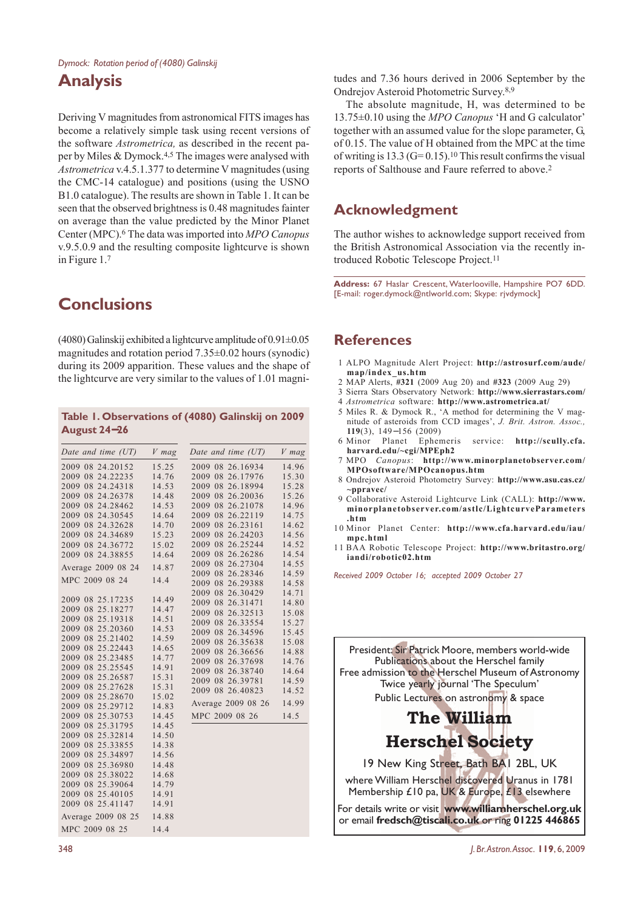## Analysis

Deriving V magnitudes from astronomical FITS images has become a relatively simple task using recent versions of the software *Astrometrica,* as described in the recent paper by Miles & Dymock.[4,5] The images were analysed with *Astrometrica* v.4.5.1.377 to determine V magnitudes (using the CMC-14 catalogue) and positions (using the USNO B1.0 catalogue). The results are shown in Table 1. It can be seen that the observed brightness is 0.48 magnitudes fainter on average than the value predicted by the Minor Planet Center (MPC).[6] The data was imported into *MPO Canopus* v.9.5.0.9 and the resulting composite lightcurve is shown in Figure 1.[7]

## Conclusions

(4080) Galinskij exhibited a lightcurve amplitude of 0.91±0.05 magnitudes and rotation period 7.35±0.02 hours (synodic) during its 2009 apparition. These values and the shape of the lightcurve are very similar to the values of 1.01 magnitudes and 7.36 hours derived in 2006 September by the Ondrejov Asteroid Photometric Survey.[8,9]

The absolute magnitude, H, was determined to be 13.75±0.10 using the *MPO Canopus* 'H and G calculator' together with an assumed value for the slope parameter, G, of 0.15. The value of H obtained from the MPC at the time of writing is 13.3 (G= 0.15).[10] This result confirms the visual reports of Salthouse and Faure referred to above.[2]

**Table 1. Observations of (4080) Galinskij on 2009 August 24–26**

| *Date and time (UT)* | *V mag* | *Date and time (UT)* | *V mag* |
|---|---|---|---|
| 2009 08 24.20152 | 15.25 | 2009 08 26.16934 | 14.96 |
| 2009 08 24.22235 | 14.76 | 2009 08 26.17976 | 15.30 |
| 2009 08 24.24318 | 14.53 | 2009 08 26.18994 | 15.28 |
| 2009 08 24.26378 | 14.48 | 2009 08 26.20036 | 15.26 |
| 2009 08 24.28462 | 14.53 | 2009 08 26.21078 | 14.96 |
| 2009 08 24.30545 | 14.64 | 2009 08 26.22119 | 14.75 |
| 2009 08 24.32628 | 14.70 | 2009 08 26.23161 | 14.62 |
| 2009 08 24.34689 | 15.23 | 2009 08 26.24203 | 14.56 |
| 2009 08 24.36772 | 15.02 | 2009 08 26.25244 | 14.52 |
| 2009 08 24.38855 | 14.64 | 2009 08 26.26286 | 14.54 |
| Average 2009 08 24 | 14.87 | 2009 08 26.27304 | 14.55 |
| MPC 2009 08 24 | 14.4 | 2009 08 26.28346 | 14.59 |
| | | 2009 08 26.29388 | 14.58 |
| | | 2009 08 26.30429 | 14.71 |
| 2009 08 25.17235 | 14.49 | 2009 08 26.31471 | 14.80 |
| 2009 08 25.18277 | 14.47 | 2009 08 26.32513 | 15.08 |
| 2009 08 25.19318 | 14.51 | 2009 08 26.33554 | 15.27 |
| 2009 08 25.20360 | 14.53 | 2009 08 26.34596 | 15.45 |
| 2009 08 25.21402 | 14.59 | 2009 08 26.35638 | 15.08 |
| 2009 08 25.22443 | 14.65 | 2009 08 26.36656 | 14.88 |
| 2009 08 25.23485 | 14.77 | 2009 08 26.37698 | 14.76 |
| 2009 08 25.25545 | 14.91 | 2009 08 26.38740 | 14.64 |
| 2009 08 25.26587 | 15.31 | 2009 08 26.39781 | 14.59 |
| 2009 08 25.27628 | 15.31 | 2009 08 26.40823 | 14.52 |
| 2009 08 25.28670 | 15.02 | Average 2009 08 26 | 14.99 |
| 2009 08 25.29712 | 14.83 | MPC 2009 08 26 | 14.5 |
| 2009 08 25.30753 | 14.45 | | |
| 2009 08 25.31795 | 14.45 | | |
| 2009 08 25.32814 | 14.50 | | |
| 2009 08 25.33855 | 14.38 | | |
| 2009 08 25.34897 | 14.56 | | |
| 2009 08 25.36980 | 14.48 | | |
| 2009 08 25.38022 | 14.68 | | |
| 2009 08 25.39064 | 14.79 | | |
| 2009 08 25.40105 | 14.91 | | |
| 2009 08 25.41147 | 14.91 | | |
| Average 2009 08 25 | 14.88 | | |
| MPC 2009 08 25 | 14.4 | | |

## Acknowledgment

The author wishes to acknowledge support received from the British Astronomical Association via the recently introduced Robotic Telescope Project.[11]

**Address:** 67 Haslar Crescent, Waterlooville, Hampshire PO7 6DD. [E-mail: roger.dymock@ntlworld.com; Skype: rjvdymock]

## References

1. ALPO Magnitude Alert Project: **http://astrosurf.com/aude/map/index_us.htm**
2. MAP Alerts, **#321** (2009 Aug 20) and **#323** (2009 Aug 29)
3. Sierra Stars Observatory Network: **http://www.sierrastars.com/**
4. *Astrometrica* software: **http://www.astrometrica.at/**
5. Miles R. & Dymock R., 'A method for determining the V magnitude of asteroids from CCD images', *J. Brit. Astron. Assoc.,* **119**(3), 149–156 (2009)
6. Minor Planet Ephemeris service: **http://scully.cfa.harvard.edu/~cgi/MPEph2**
7. MPO *Canopus*: **http://www.minorplanetobserver.com/MPOsoftware/MPOcanopus.htm**
8. Ondrejov Asteroid Photometry Survey: **http://www.asu.cas.cz/~ppravec/**
9. Collaborative Asteroid Lightcurve Link (CALL): **http://www.minorplanetobserver.com/astlc/LightcurveParameters.htm**
10. Minor Planet Center: **http://www.cfa.harvard.edu/iau/mpc.html**
11. BAA Robotic Telescope Project: **http://www.britastro.org/iandi/robotic02.htm**

*Received 2009 October 16; accepted 2009 October 27*

President: Sir Patrick Moore, members world-wide
Publications about the Herschel family
Free admission to the Herschel Museum of Astronomy
Twice yearly journal 'The Speculum'
Public Lectures on astronomy & space

**The William Herschel Society**

19 New King Street, Bath BA1 2BL, UK

where William Herschel discovered Uranus in 1781
Membership £10 pa, UK & Europe, £13 elsewhere

For details write or visit **www.williamherschel.org.uk** or email **fredsch@tiscali.co.uk** or ring **01225 446865**